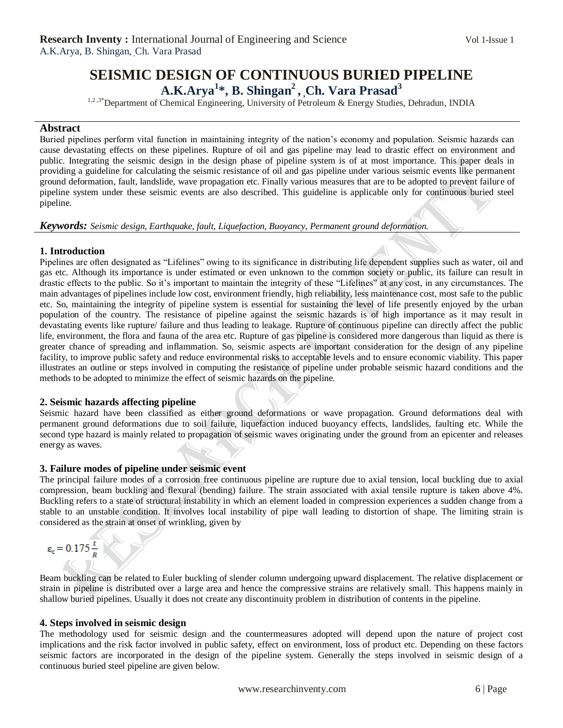# SEISMIC DESIGN OF CONTINUOUS BURIED PIPELINE

**A.K.Arya[1]*, B. Shingan[2], Ch. Vara Prasad[3]**

[1,2,3*]Department of Chemical Engineering, University of Petroleum & Energy Studies, Dehradun, INDIA

## Abstract

Buried pipelines perform vital function in maintaining integrity of the nation's economy and population. Seismic hazards can cause devastating effects on these pipelines. Rupture of oil and gas pipeline may lead to drastic effect on environment and public. Integrating the seismic design in the design phase of pipeline system is of at most importance. This paper deals in providing a guideline for calculating the seismic resistance of oil and gas pipeline under various seismic events like permanent ground deformation, fault, landslide, wave propagation etc. Finally various measures that are to be adopted to prevent failure of pipeline system under these seismic events are also described. This guideline is applicable only for continuous buried steel pipeline.

***Keywords:*** *Seismic design, Earthquake, fault, Liquefaction, Buoyancy, Permanent ground deformation.*

## 1. Introduction

Pipelines are often designated as "Lifelines" owing to its significance in distributing life dependent supplies such as water, oil and gas etc. Although its importance is under estimated or even unknown to the common society or public, its failure can result in drastic effects to the public. So it's important to maintain the integrity of these "Lifelines" at any cost, in any circumstances. The main advantages of pipelines include low cost, environment friendly, high reliability, less maintenance cost, most safe to the public etc. So, maintaining the integrity of pipeline system is essential for sustaining the level of life presently enjoyed by the urban population of the country. The resistance of pipeline against the seismic hazards is of high importance as it may result in devastating events like rupture/ failure and thus leading to leakage. Rupture of continuous pipeline can directly affect the public life, environment, the flora and fauna of the area etc. Rupture of gas pipeline is considered more dangerous than liquid as there is greater chance of spreading and inflammation. So, seismic aspects are important consideration for the design of any pipeline facility, to improve public safety and reduce environmental risks to acceptable levels and to ensure economic viability. This paper illustrates an outline or steps involved in computing the resistance of pipeline under probable seismic hazard conditions and the methods to be adopted to minimize the effect of seismic hazards on the pipeline.

## 2. Seismic hazards affecting pipeline

Seismic hazard have been classified as either ground deformations or wave propagation. Ground deformations deal with permanent ground deformations due to soil failure, liquefaction induced buoyancy effects, landslides, faulting etc. While the second type hazard is mainly related to propagation of seismic waves originating under the ground from an epicenter and releases energy as waves.

## 3. Failure modes of pipeline under seismic event

The principal failure modes of a corrosion free continuous pipeline are rupture due to axial tension, local buckling due to axial compression, beam buckling and flexural (bending) failure. The strain associated with axial tensile rupture is taken above 4%. Buckling refers to a state of structural instability in which an element loaded in compression experiences a sudden change from a stable to an unstable condition. It involves local instability of pipe wall leading to distortion of shape. The limiting strain is considered as the strain at onset of wrinkling, given by

$$\varepsilon_c = 0.175\frac{t}{R}$$

Beam buckling can be related to Euler buckling of slender column undergoing upward displacement. The relative displacement or strain in pipeline is distributed over a large area and hence the compressive strains are relatively small. This happens mainly in shallow buried pipelines. Usually it does not create any discontinuity problem in distribution of contents in the pipeline.

## 4. Steps involved in seismic design

The methodology used for seismic design and the countermeasures adopted will depend upon the nature of project cost implications and the risk factor involved in public safety, effect on environment, loss of product etc. Depending on these factors seismic factors are incorporated in the design of the pipeline system. Generally the steps involved in seismic design of a continuous buried steel pipeline are given below.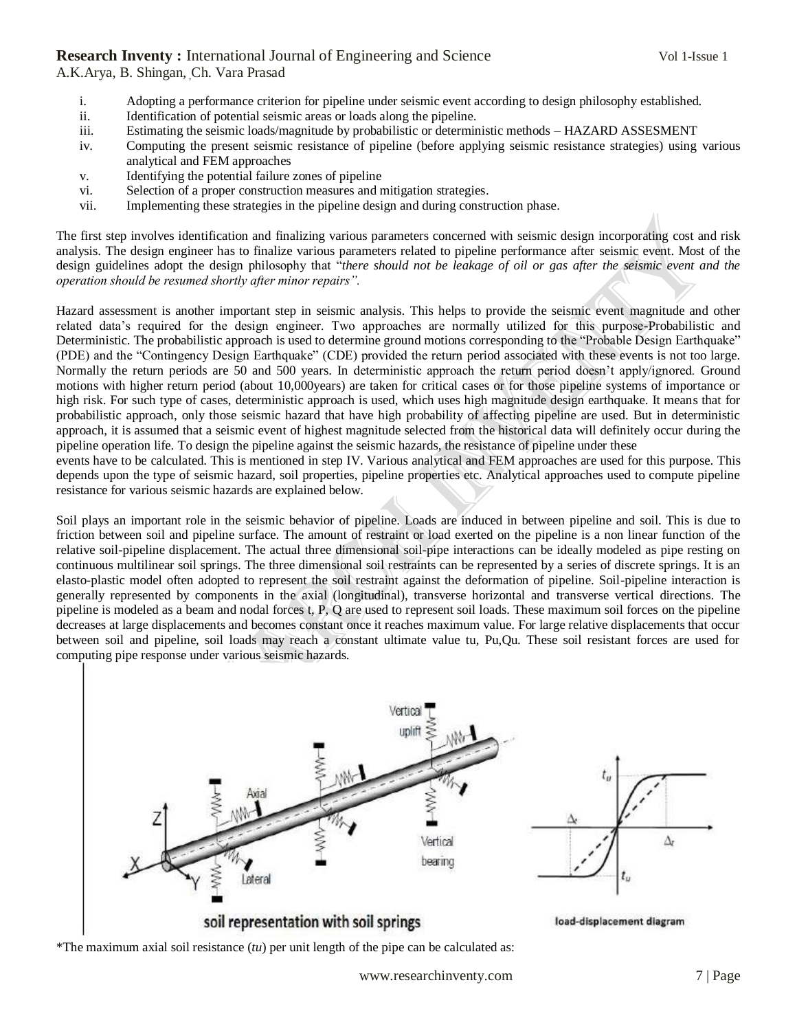i. Adopting a performance criterion for pipeline under seismic event according to design philosophy established.
ii. Identification of potential seismic areas or loads along the pipeline.
iii. Estimating the seismic loads/magnitude by probabilistic or deterministic methods – HAZARD ASSESMENT
iv. Computing the present seismic resistance of pipeline (before applying seismic resistance strategies) using various analytical and FEM approaches
v. Identifying the potential failure zones of pipeline
vi. Selection of a proper construction measures and mitigation strategies.
vii. Implementing these strategies in the pipeline design and during construction phase.

The first step involves identification and finalizing various parameters concerned with seismic design incorporating cost and risk analysis. The design engineer has to finalize various parameters related to pipeline performance after seismic event. Most of the design guidelines adopt the design philosophy that "*there should not be leakage of oil or gas after the seismic event and the operation should be resumed shortly after minor repairs"*.

Hazard assessment is another important step in seismic analysis. This helps to provide the seismic event magnitude and other related data's required for the design engineer. Two approaches are normally utilized for this purpose-Probabilistic and Deterministic. The probabilistic approach is used to determine ground motions corresponding to the "Probable Design Earthquake" (PDE) and the "Contingency Design Earthquake" (CDE) provided the return period associated with these events is not too large. Normally the return periods are 50 and 500 years. In deterministic approach the return period doesn't apply/ignored. Ground motions with higher return period (about 10,000years) are taken for critical cases or for those pipeline systems of importance or high risk. For such type of cases, deterministic approach is used, which uses high magnitude design earthquake. It means that for probabilistic approach, only those seismic hazard that have high probability of affecting pipeline are used. But in deterministic approach, it is assumed that a seismic event of highest magnitude selected from the historical data will definitely occur during the pipeline operation life. To design the pipeline against the seismic hazards, the resistance of pipeline under these events have to be calculated. This is mentioned in step IV. Various analytical and FEM approaches are used for this purpose. This depends upon the type of seismic hazard, soil properties, pipeline properties etc. Analytical approaches used to compute pipeline resistance for various seismic hazards are explained below.

Soil plays an important role in the seismic behavior of pipeline. Loads are induced in between pipeline and soil. This is due to friction between soil and pipeline surface. The amount of restraint or load exerted on the pipeline is a non linear function of the relative soil-pipeline displacement. The actual three dimensional soil-pipe interactions can be ideally modeled as pipe resting on continuous multilinear soil springs. The three dimensional soil restraints can be represented by a series of discrete springs. It is an elasto-plastic model often adopted to represent the soil restraint against the deformation of pipeline. Soil-pipeline interaction is generally represented by components in the axial (longitudinal), transverse horizontal and transverse vertical directions. The pipeline is modeled as a beam and nodal forces t, P, Q are used to represent soil loads. These maximum soil forces on the pipeline decreases at large displacements and becomes constant once it reaches maximum value. For large relative displacements that occur between soil and pipeline, soil loads may reach a constant ultimate value tu, Pu,Qu. These soil resistant forces are used for computing pipe response under various seismic hazards.

soil representation with soil springs

load-displacement diagram

*The maximum axial soil resistance (*tu*) per unit length of the pipe can be calculated as: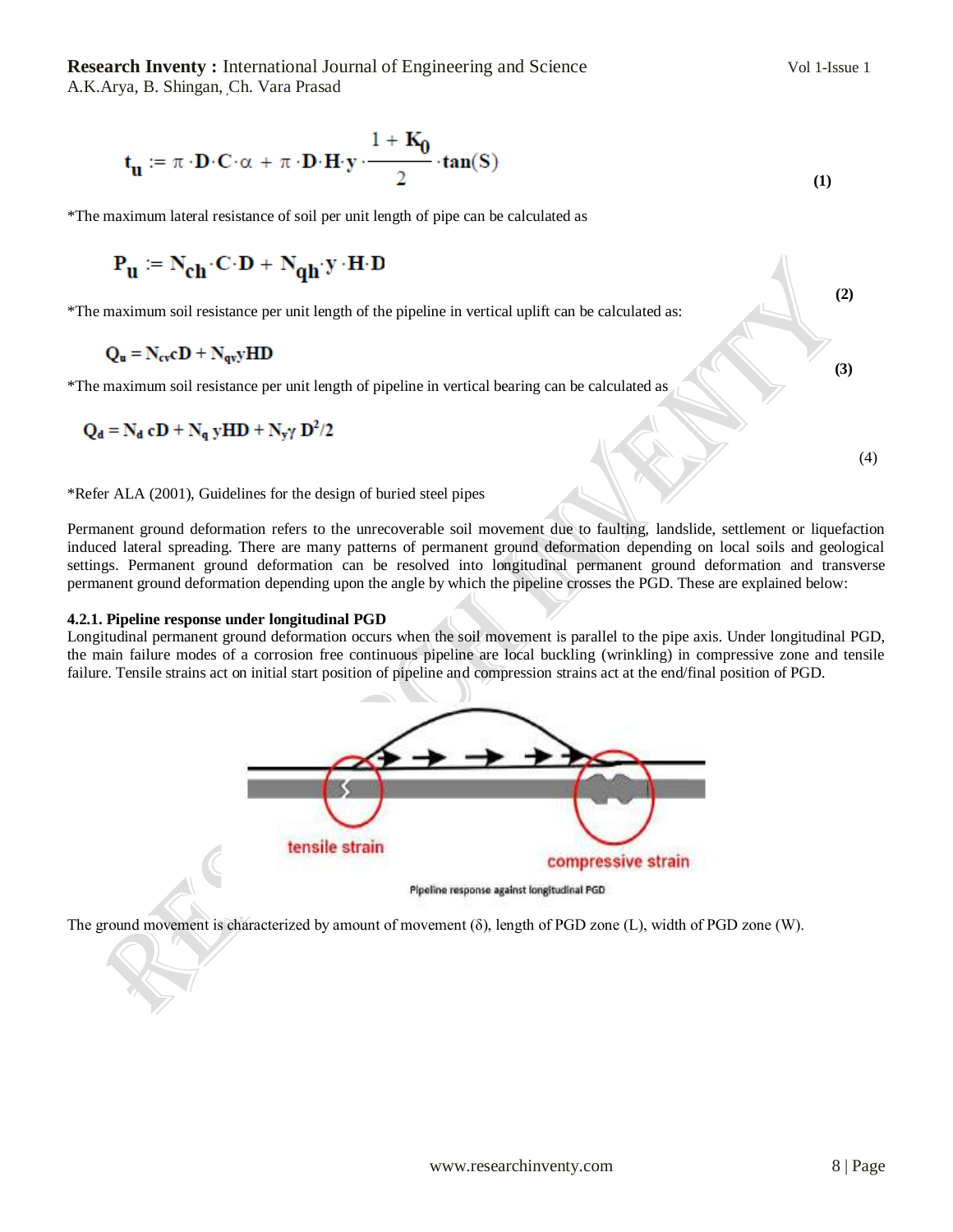$$t_u := \pi \cdot D \cdot C \cdot \alpha + \pi \cdot D \cdot H \cdot y \cdot \frac{1 + K_0}{2} \cdot \tan(S) \quad (1)$$

*The maximum lateral resistance of soil per unit length of pipe can be calculated as

$$P_u := N_{ch} \cdot C \cdot D + N_{qh} \cdot y \cdot H \cdot D \quad (2)$$

*The maximum soil resistance per unit length of the pipeline in vertical uplift can be calculated as:

$$Q_u = N_{cv} cD + N_{qv} yHD \quad (3)$$

*The maximum soil resistance per unit length of pipeline in vertical bearing can be calculated as

$$Q_d = N_d\, cD + N_q\, yHD + N_{y}\gamma\, D^2/2 \quad (4)$$

*Refer ALA (2001), Guidelines for the design of buried steel pipes

Permanent ground deformation refers to the unrecoverable soil movement due to faulting, landslide, settlement or liquefaction induced lateral spreading. There are many patterns of permanent ground deformation depending on local soils and geological settings. Permanent ground deformation can be resolved into longitudinal permanent ground deformation and transverse permanent ground deformation depending upon the angle by which the pipeline crosses the PGD. These are explained below:

#### 4.2.1. Pipeline response under longitudinal PGD

Longitudinal permanent ground deformation occurs when the soil movement is parallel to the pipe axis. Under longitudinal PGD, the main failure modes of a corrosion free continuous pipeline are local buckling (wrinkling) in compressive zone and tensile failure. Tensile strains act on initial start position of pipeline and compression strains act at the end/final position of PGD.

Pipeline response against longitudinal PGD

The ground movement is characterized by amount of movement (δ), length of PGD zone (L), width of PGD zone (W).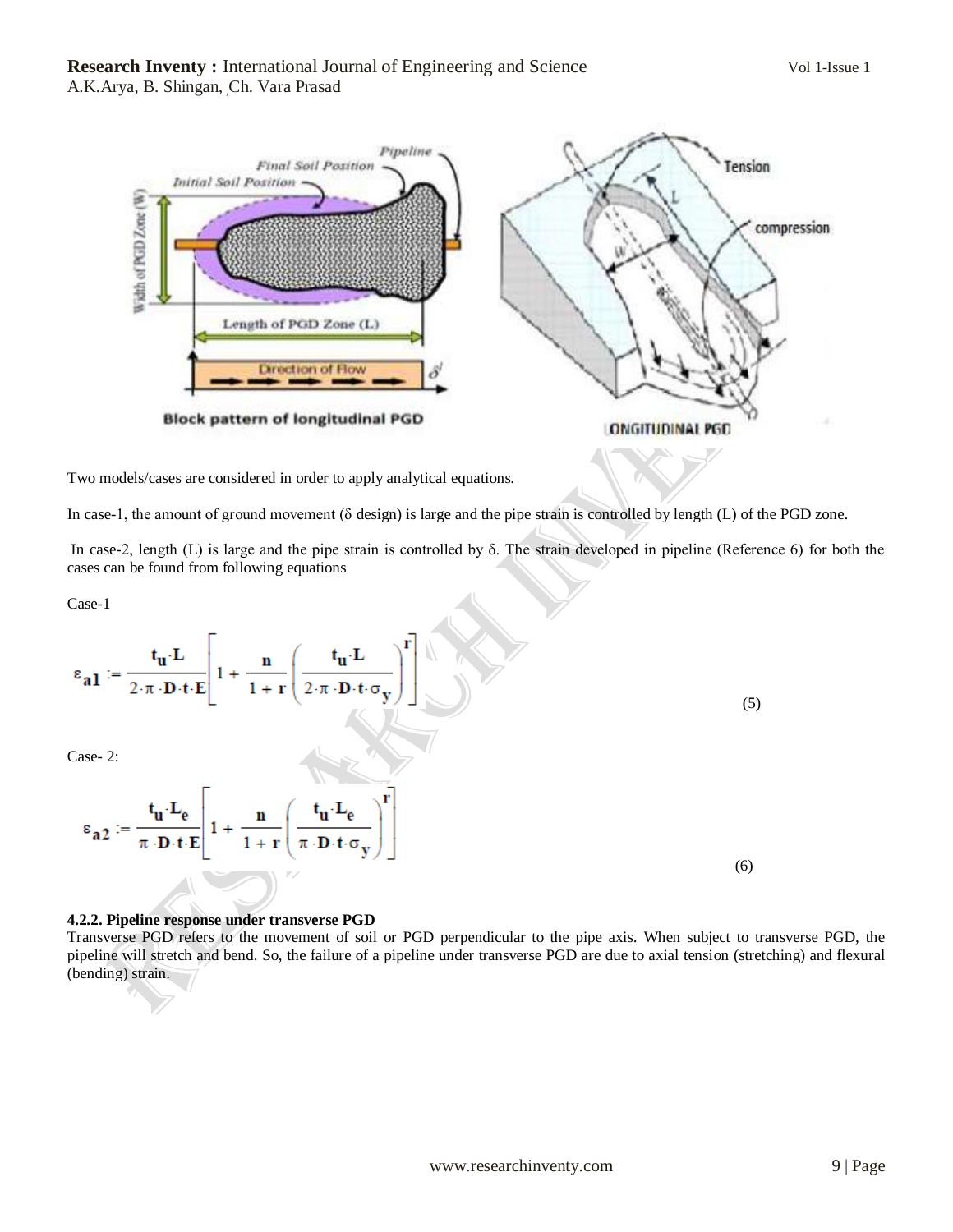Block pattern of longitudinal PGD

Two models/cases are considered in order to apply analytical equations.

In case-1, the amount of ground movement (δ design) is large and the pipe strain is controlled by length (L) of the PGD zone.

In case-2, length (L) is large and the pipe strain is controlled by δ. The strain developed in pipeline (Reference 6) for both the cases can be found from following equations

Case-1

$$\varepsilon_{a1} := \frac{t_u \cdot L}{2 \cdot \pi \cdot D \cdot t \cdot E}\left[1 + \frac{n}{1+r}\left(\frac{t_u \cdot L}{2 \cdot \pi \cdot D \cdot t \cdot \sigma_y}\right)^r\right] \tag{5}$$

Case- 2:

$$\varepsilon_{a2} := \frac{t_u \cdot L_e}{\pi \cdot D \cdot t \cdot E}\left[1 + \frac{n}{1+r}\left(\frac{t_u \cdot L_e}{\pi \cdot D \cdot t \cdot \sigma_y}\right)^r\right] \tag{6}$$

**4.2.2. Pipeline response under transverse PGD**

Transverse PGD refers to the movement of soil or PGD perpendicular to the pipe axis. When subject to transverse PGD, the pipeline will stretch and bend. So, the failure of a pipeline under transverse PGD are due to axial tension (stretching) and flexural (bending) strain.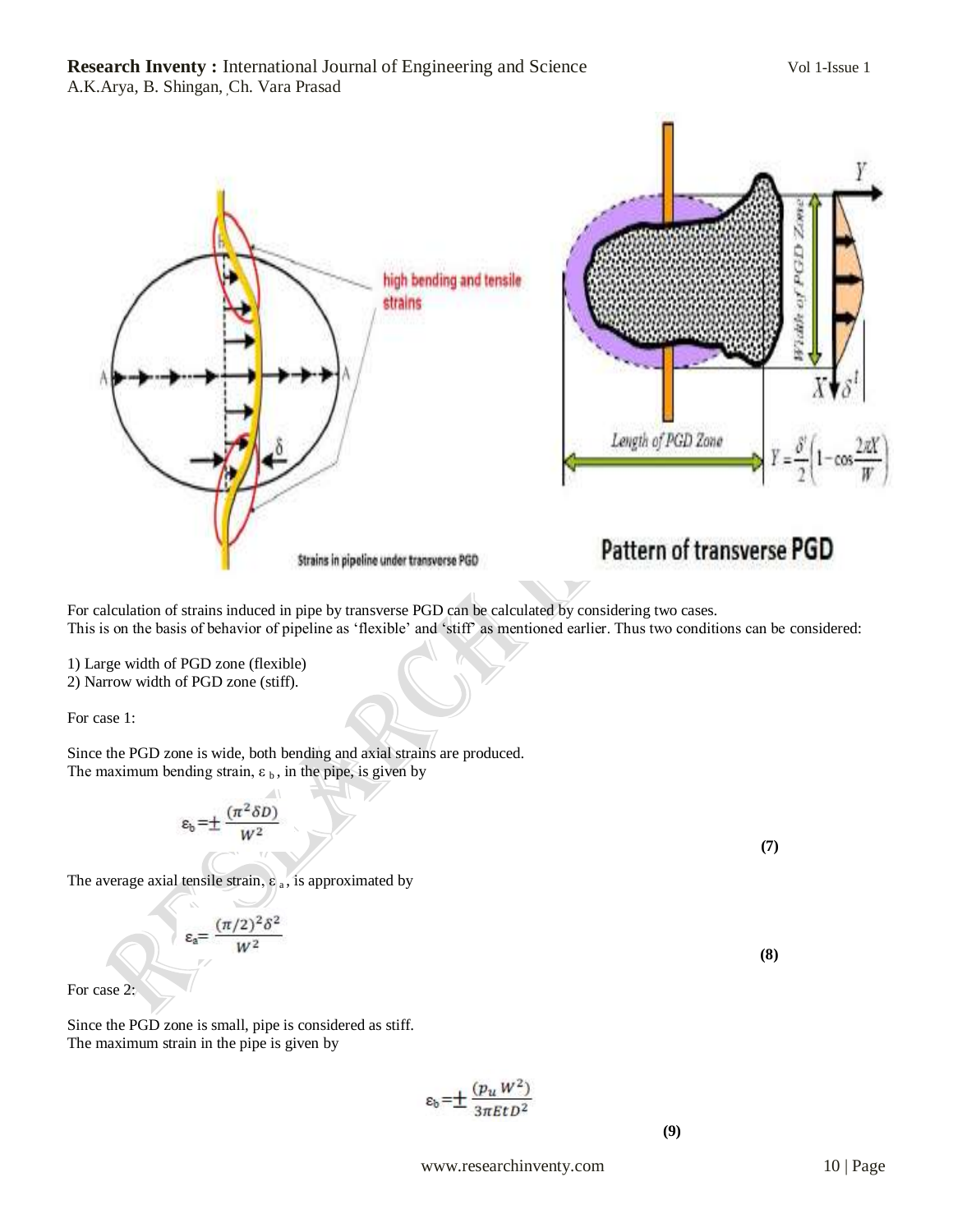For calculation of strains induced in pipe by transverse PGD can be calculated by considering two cases.
This is on the basis of behavior of pipeline as 'flexible' and 'stiff' as mentioned earlier. Thus two conditions can be considered:

1) Large width of PGD zone (flexible)
2) Narrow width of PGD zone (stiff).

For case 1:

Since the PGD zone is wide, both bending and axial strains are produced.
The maximum bending strain, $\varepsilon_b$, in the pipe, is given by

$$\varepsilon_b = \pm \frac{(\pi^2 \delta D)}{W^2} \tag{7}$$

The average axial tensile strain, $\varepsilon_a$, is approximated by

$$\varepsilon_a = \frac{(\pi/2)^2 \delta^2}{W^2} \tag{8}$$

For case 2:

Since the PGD zone is small, pipe is considered as stiff.
The maximum strain in the pipe is given by

$$\varepsilon_b = \pm \frac{(p_u W^2)}{3\pi E t D^2} \tag{9}$$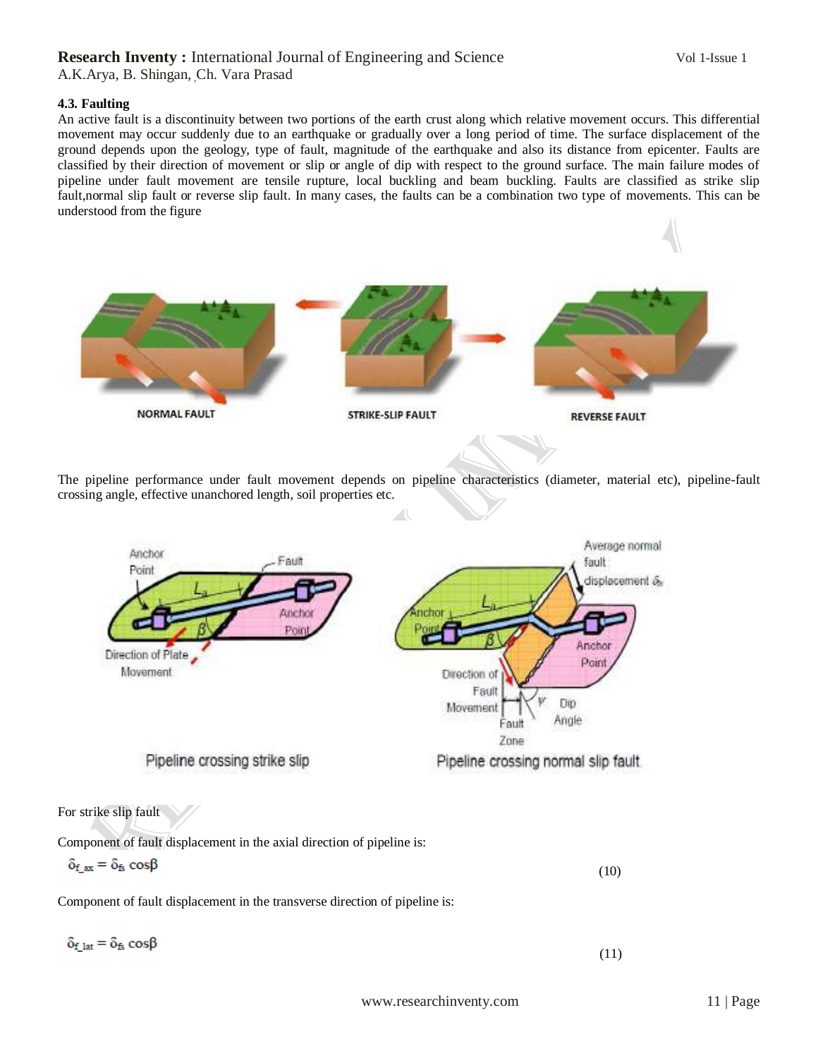### 4.3. Faulting

An active fault is a discontinuity between two portions of the earth crust along which relative movement occurs. This differential movement may occur suddenly due to an earthquake or gradually over a long period of time. The surface displacement of the ground depends upon the geology, type of fault, magnitude of the earthquake and also its distance from epicenter. Faults are classified by their direction of movement or slip or angle of dip with respect to the ground surface. The main failure modes of pipeline under fault movement are tensile rupture, local buckling and beam buckling. Faults are classified as strike slip fault,normal slip fault or reverse slip fault. In many cases, the faults can be a combination two type of movements. This can be understood from the figure

NORMAL FAULT    STRIKE-SLIP FAULT    REVERSE FAULT

The pipeline performance under fault movement depends on pipeline characteristics (diameter, material etc), pipeline-fault crossing angle, effective unanchored length, soil properties etc.

Pipeline crossing strike slip    Pipeline crossing normal slip fault

For strike slip fault

Component of fault displacement in the axial direction of pipeline is:

$$\delta_{f\_ax} = \delta_{fs} \cos\beta \tag{10}$$

Component of fault displacement in the transverse direction of pipeline is:

$$\delta_{f\_lat} = \delta_{fs} \cos\beta \tag{11}$$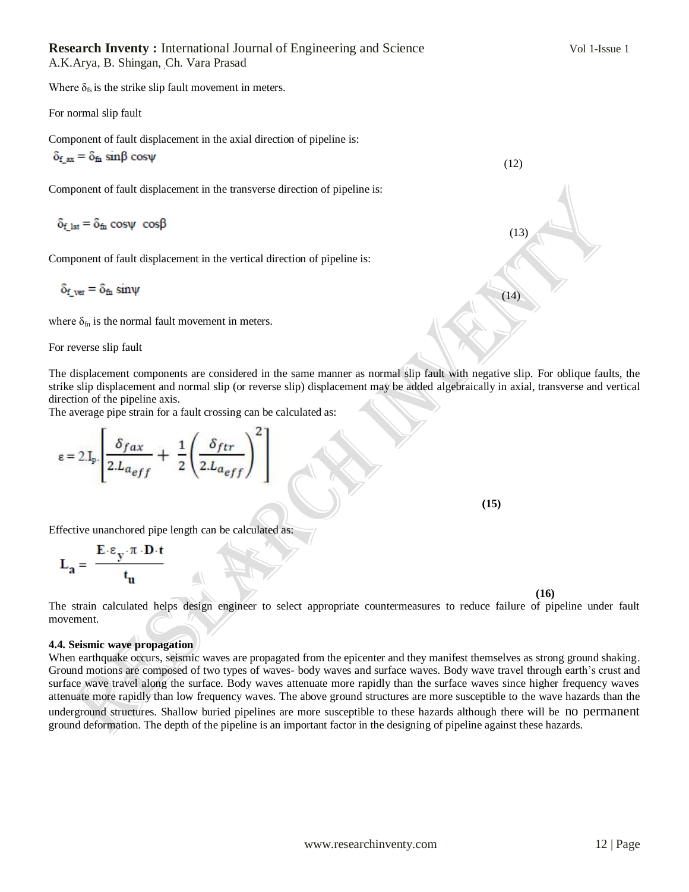Where $\delta_{fs}$ is the strike slip fault movement in meters.

For normal slip fault

Component of fault displacement in the axial direction of pipeline is:

$$\delta_{f\_ax} = \delta_{fn} \sin\beta \cos\psi \tag{12}$$

Component of fault displacement in the transverse direction of pipeline is:

$$\delta_{f\_lat} = \delta_{fn} \cos\psi \ \cos\beta \tag{13}$$

Component of fault displacement in the vertical direction of pipeline is:

$$\delta_{f\_ver} = \delta_{fn} \sin\psi \tag{14}$$

where $\delta_{fn}$ is the normal fault movement in meters.

For reverse slip fault

The displacement components are considered in the same manner as normal slip fault with negative slip. For oblique faults, the strike slip displacement and normal slip (or reverse slip) displacement may be added algebraically in axial, transverse and vertical direction of the pipeline axis.

The average pipe strain for a fault crossing can be calculated as:

$$\varepsilon = 2.I_p. \left[ \frac{\delta_{fax}}{2.L_{a_{eff}}} + \frac{1}{2}\left(\frac{\delta_{ftr}}{2.L_{a_{eff}}}\right)^2 \right] \tag{15}$$

Effective unanchored pipe length can be calculated as:

$$L_a = \frac{E \cdot \varepsilon_y \cdot \pi \cdot D \cdot t}{t_u} \tag{16}$$

The strain calculated helps design engineer to select appropriate countermeasures to reduce failure of pipeline under fault movement.

#### 4.4. Seismic wave propagation

When earthquake occurs, seismic waves are propagated from the epicenter and they manifest themselves as strong ground shaking. Ground motions are composed of two types of waves- body waves and surface waves. Body wave travel through earth's crust and surface wave travel along the surface. Body waves attenuate more rapidly than the surface waves since higher frequency waves attenuate more rapidly than low frequency waves. The above ground structures are more susceptible to the wave hazards than the underground structures. Shallow buried pipelines are more susceptible to these hazards although there will be no permanent ground deformation. The depth of the pipeline is an important factor in the designing of pipeline against these hazards.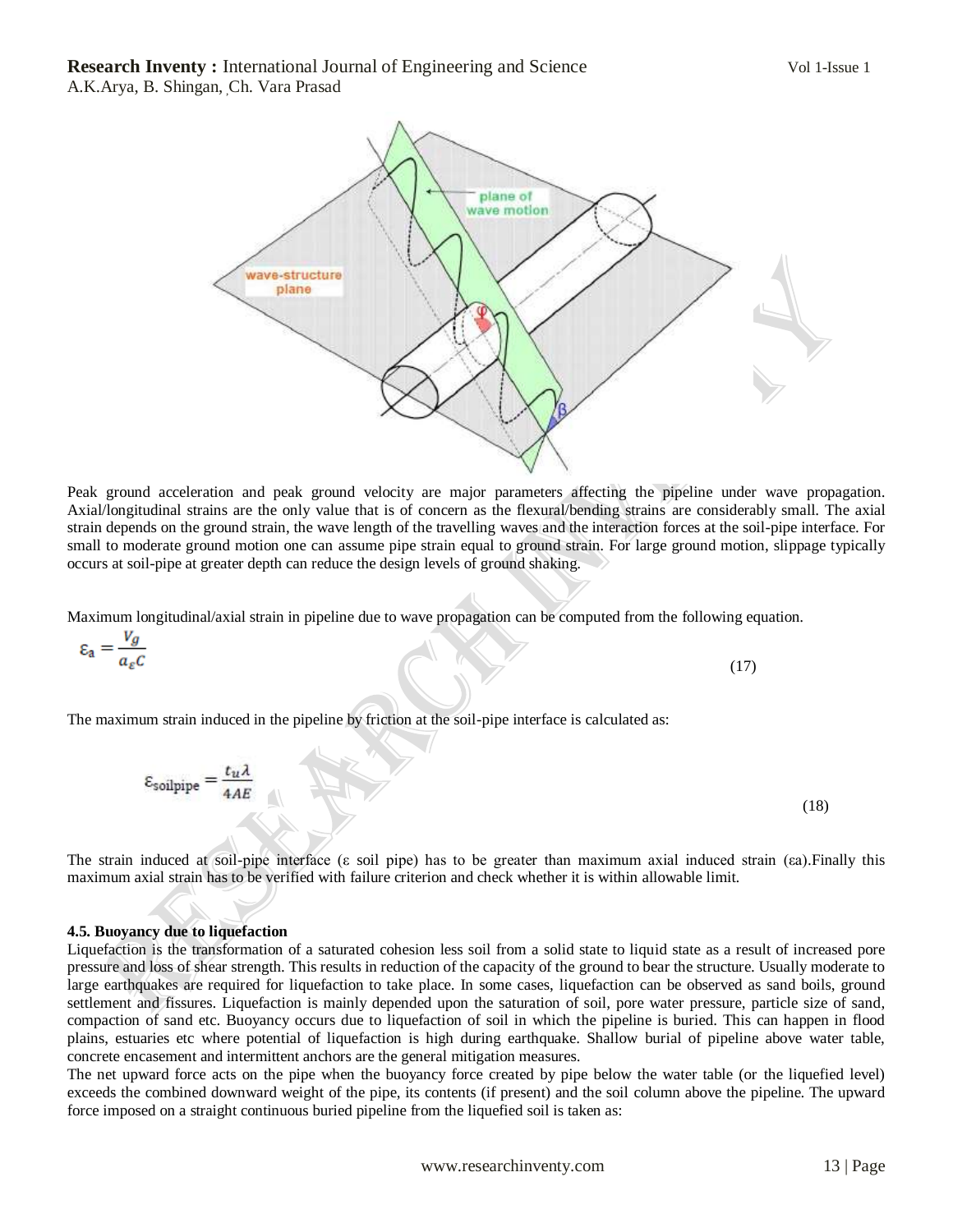Peak ground acceleration and peak ground velocity are major parameters affecting the pipeline under wave propagation. Axial/longitudinal strains are the only value that is of concern as the flexural/bending strains are considerably small. The axial strain depends on the ground strain, the wave length of the travelling waves and the interaction forces at the soil-pipe interface. For small to moderate ground motion one can assume pipe strain equal to ground strain. For large ground motion, slippage typically occurs at soil-pipe at greater depth can reduce the design levels of ground shaking.

Maximum longitudinal/axial strain in pipeline due to wave propagation can be computed from the following equation.

$$\varepsilon_a = \frac{V_g}{a_\varepsilon C} \tag{17}$$

The maximum strain induced in the pipeline by friction at the soil-pipe interface is calculated as:

$$\varepsilon_{\text{soilpipe}} = \frac{t_u \lambda}{4AE} \tag{18}$$

The strain induced at soil-pipe interface ($\varepsilon$ soil pipe) has to be greater than maximum axial induced strain ($\varepsilon$a).Finally this maximum axial strain has to be verified with failure criterion and check whether it is within allowable limit.

**4.5. Buoyancy due to liquefaction**

Liquefaction is the transformation of a saturated cohesion less soil from a solid state to liquid state as a result of increased pore pressure and loss of shear strength. This results in reduction of the capacity of the ground to bear the structure. Usually moderate to large earthquakes are required for liquefaction to take place. In some cases, liquefaction can be observed as sand boils, ground settlement and fissures. Liquefaction is mainly depended upon the saturation of soil, pore water pressure, particle size of sand, compaction of sand etc. Buoyancy occurs due to liquefaction of soil in which the pipeline is buried. This can happen in flood plains, estuaries etc where potential of liquefaction is high during earthquake. Shallow burial of pipeline above water table, concrete encasement and intermittent anchors are the general mitigation measures.

The net upward force acts on the pipe when the buoyancy force created by pipe below the water table (or the liquefied level) exceeds the combined downward weight of the pipe, its contents (if present) and the soil column above the pipeline. The upward force imposed on a straight continuous buried pipeline from the liquefied soil is taken as: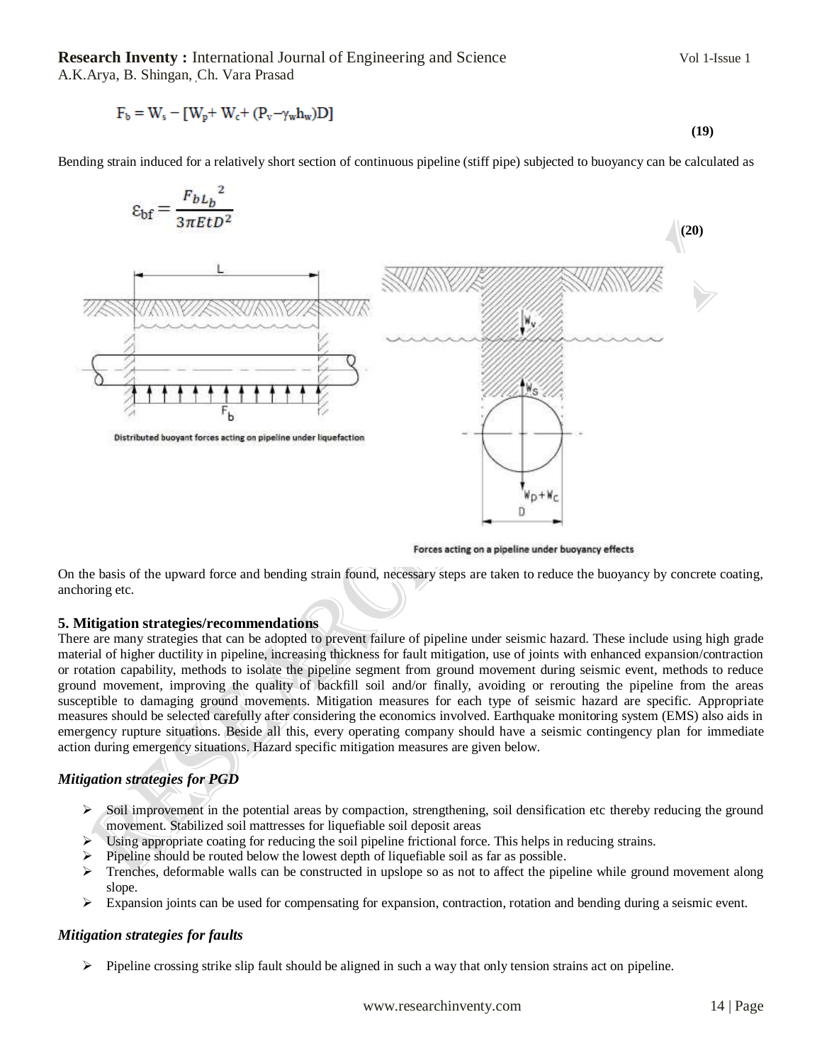$$F_b = W_s - [W_p + W_c + (P_v - \gamma_w h_w)D] \tag{19}$$

Bending strain induced for a relatively short section of continuous pipeline (stiff pipe) subjected to buoyancy can be calculated as

$$\varepsilon_{bf} = \frac{F_b {L_b}^2}{3\pi E t D^2} \tag{20}$$

Distributed buoyant forces acting on pipeline under liquefaction

Forces acting on a pipeline under buoyancy effects

On the basis of the upward force and bending strain found, necessary steps are taken to reduce the buoyancy by concrete coating, anchoring etc.

## 5. Mitigation strategies/recommendations

There are many strategies that can be adopted to prevent failure of pipeline under seismic hazard. These include using high grade material of higher ductility in pipeline, increasing thickness for fault mitigation, use of joints with enhanced expansion/contraction or rotation capability, methods to isolate the pipeline segment from ground movement during seismic event, methods to reduce ground movement, improving the quality of backfill soil and/or finally, avoiding or rerouting the pipeline from the areas susceptible to damaging ground movements. Mitigation measures for each type of seismic hazard are specific. Appropriate measures should be selected carefully after considering the economics involved. Earthquake monitoring system (EMS) also aids in emergency rupture situations. Beside all this, every operating company should have a seismic contingency plan for immediate action during emergency situations. Hazard specific mitigation measures are given below.

### *Mitigation strategies for PGD*

- Soil improvement in the potential areas by compaction, strengthening, soil densification etc thereby reducing the ground movement. Stabilized soil mattresses for liquefiable soil deposit areas
- Using appropriate coating for reducing the soil pipeline frictional force. This helps in reducing strains.
- Pipeline should be routed below the lowest depth of liquefiable soil as far as possible.
- Trenches, deformable walls can be constructed in upslope so as not to affect the pipeline while ground movement along slope.
- Expansion joints can be used for compensating for expansion, contraction, rotation and bending during a seismic event.

### *Mitigation strategies for faults*

- Pipeline crossing strike slip fault should be aligned in such a way that only tension strains act on pipeline.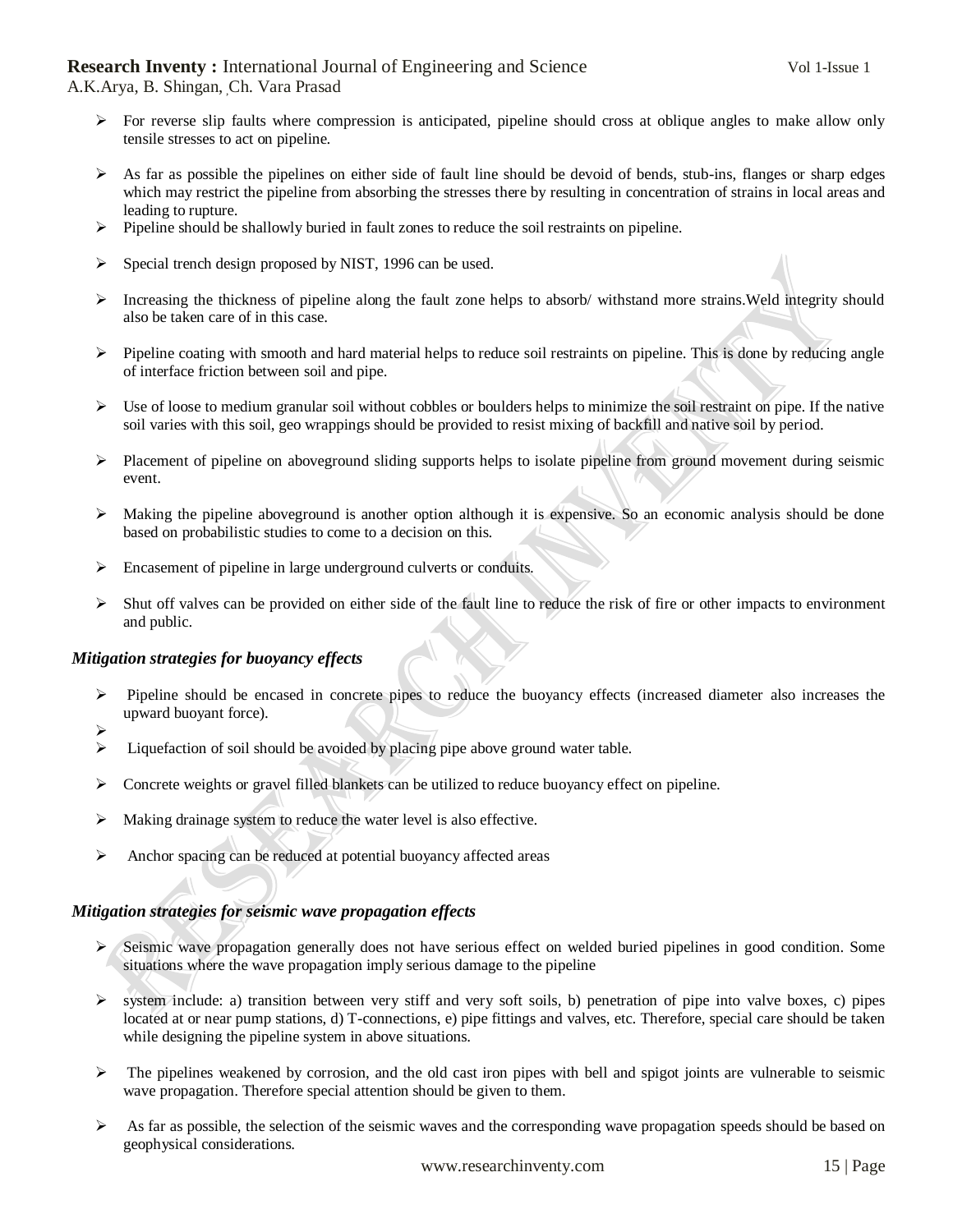- For reverse slip faults where compression is anticipated, pipeline should cross at oblique angles to make allow only tensile stresses to act on pipeline.

- As far as possible the pipelines on either side of fault line should be devoid of bends, stub-ins, flanges or sharp edges which may restrict the pipeline from absorbing the stresses there by resulting in concentration of strains in local areas and leading to rupture.
- Pipeline should be shallowly buried in fault zones to reduce the soil restraints on pipeline.

- Special trench design proposed by NIST, 1996 can be used.

- Increasing the thickness of pipeline along the fault zone helps to absorb/ withstand more strains.Weld integrity should also be taken care of in this case.

- Pipeline coating with smooth and hard material helps to reduce soil restraints on pipeline. This is done by reducing angle of interface friction between soil and pipe.

- Use of loose to medium granular soil without cobbles or boulders helps to minimize the soil restraint on pipe. If the native soil varies with this soil, geo wrappings should be provided to resist mixing of backfill and native soil by period.

- Placement of pipeline on aboveground sliding supports helps to isolate pipeline from ground movement during seismic event.

- Making the pipeline aboveground is another option although it is expensive. So an economic analysis should be done based on probabilistic studies to come to a decision on this.

- Encasement of pipeline in large underground culverts or conduits.

- Shut off valves can be provided on either side of the fault line to reduce the risk of fire or other impacts to environment and public.

***Mitigation strategies for buoyancy effects***

- Pipeline should be encased in concrete pipes to reduce the buoyancy effects (increased diameter also increases the upward buoyant force).
- 
- Liquefaction of soil should be avoided by placing pipe above ground water table.

- Concrete weights or gravel filled blankets can be utilized to reduce buoyancy effect on pipeline.

- Making drainage system to reduce the water level is also effective.

- Anchor spacing can be reduced at potential buoyancy affected areas

***Mitigation strategies for seismic wave propagation effects***

- Seismic wave propagation generally does not have serious effect on welded buried pipelines in good condition. Some situations where the wave propagation imply serious damage to the pipeline

- system include: a) transition between very stiff and very soft soils, b) penetration of pipe into valve boxes, c) pipes located at or near pump stations, d) T-connections, e) pipe fittings and valves, etc. Therefore, special care should be taken while designing the pipeline system in above situations.

- The pipelines weakened by corrosion, and the old cast iron pipes with bell and spigot joints are vulnerable to seismic wave propagation. Therefore special attention should be given to them.

- As far as possible, the selection of the seismic waves and the corresponding wave propagation speeds should be based on geophysical considerations.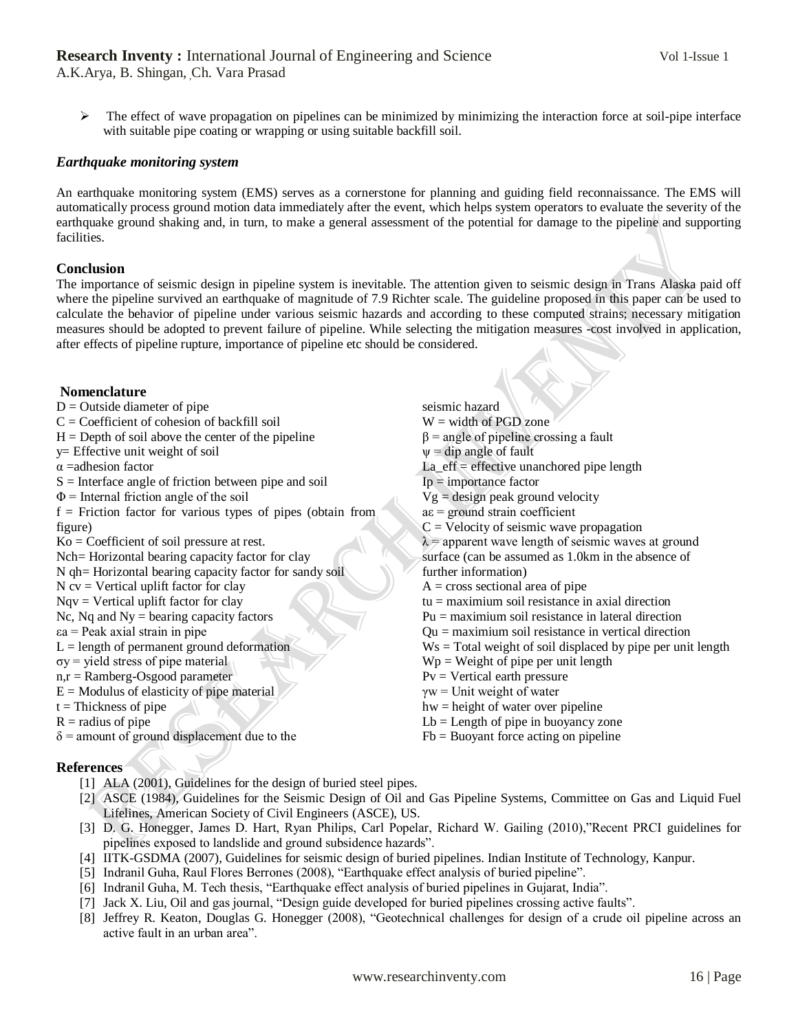- The effect of wave propagation on pipelines can be minimized by minimizing the interaction force at soil-pipe interface with suitable pipe coating or wrapping or using suitable backfill soil.

### *Earthquake monitoring system*

An earthquake monitoring system (EMS) serves as a cornerstone for planning and guiding field reconnaissance. The EMS will automatically process ground motion data immediately after the event, which helps system operators to evaluate the severity of the earthquake ground shaking and, in turn, to make a general assessment of the potential for damage to the pipeline and supporting facilities.

## Conclusion

The importance of seismic design in pipeline system is inevitable. The attention given to seismic design in Trans Alaska paid off where the pipeline survived an earthquake of magnitude of 7.9 Richter scale. The guideline proposed in this paper can be used to calculate the behavior of pipeline under various seismic hazards and according to these computed strains; necessary mitigation measures should be adopted to prevent failure of pipeline. While selecting the mitigation measures -cost involved in application, after effects of pipeline rupture, importance of pipeline etc should be considered.

## Nomenclature

$D$ = Outside diameter of pipe
$C$ = Coefficient of cohesion of backfill soil
$H$ = Depth of soil above the center of the pipeline
$y$ = Effective unit weight of soil
$\alpha$ = adhesion factor
$S$ = Interface angle of friction between pipe and soil
$\Phi$ = Internal friction angle of the soil
$f$ = Friction factor for various types of pipes (obtain from figure)
$K_o$ = Coefficient of soil pressure at rest.
$N_{ch}$ = Horizontal bearing capacity factor for clay
$N_{qh}$ = Horizontal bearing capacity factor for sandy soil
$N_{cv}$ = Vertical uplift factor for clay
$N_{qv}$ = Vertical uplift factor for clay
$N_c$, $N_q$ and $N_y$ = bearing capacity factors
$\varepsilon_a$ = Peak axial strain in pipe
$L$ = length of permanent ground deformation
$\sigma_y$ = yield stress of pipe material
$n, r$ = Ramberg-Osgood parameter
$E$ = Modulus of elasticity of pipe material
$t$ = Thickness of pipe
$R$ = radius of pipe
$\delta$ = amount of ground displacement due to the seismic hazard
$W$ = width of PGD zone
$\beta$ = angle of pipeline crossing a fault
$\psi$ = dip angle of fault
$L_{a\_eff}$ = effective unanchored pipe length
$I_p$ = importance factor
$V_g$ = design peak ground velocity
$a_\varepsilon$ = ground strain coefficient
$C$ = Velocity of seismic wave propagation
$\lambda$ = apparent wave length of seismic waves at ground surface (can be assumed as 1.0km in the absence of further information)
$A$ = cross sectional area of pipe
$t_u$ = maximum soil resistance in axial direction
$P_u$ = maximum soil resistance in lateral direction
$Q_u$ = maximium soil resistance in vertical direction
$W_s$ = Total weight of soil displaced by pipe per unit length
$W_p$ = Weight of pipe per unit length
$P_v$ = Vertical earth pressure
$\gamma_w$ = Unit weight of water
$h_w$ = height of water over pipeline
$L_b$ = Length of pipe in buoyancy zone
$F_b$ = Buoyant force acting on pipeline

## References

[1] ALA (2001), Guidelines for the design of buried steel pipes.
[2] ASCE (1984), Guidelines for the Seismic Design of Oil and Gas Pipeline Systems, Committee on Gas and Liquid Fuel Lifelines, American Society of Civil Engineers (ASCE), US.
[3] D. G. Honegger, James D. Hart, Ryan Philips, Carl Popelar, Richard W. Gailing (2010),"Recent PRCI guidelines for pipelines exposed to landslide and ground subsidence hazards".
[4] IITK-GSDMA (2007), Guidelines for seismic design of buried pipelines. Indian Institute of Technology, Kanpur.
[5] Indranil Guha, Raul Flores Berrones (2008), "Earthquake effect analysis of buried pipeline".
[6] Indranil Guha, M. Tech thesis, "Earthquake effect analysis of buried pipelines in Gujarat, India".
[7] Jack X. Liu, Oil and gas journal, "Design guide developed for buried pipelines crossing active faults".
[8] Jeffrey R. Keaton, Douglas G. Honegger (2008), "Geotechnical challenges for design of a crude oil pipeline across an active fault in an urban area".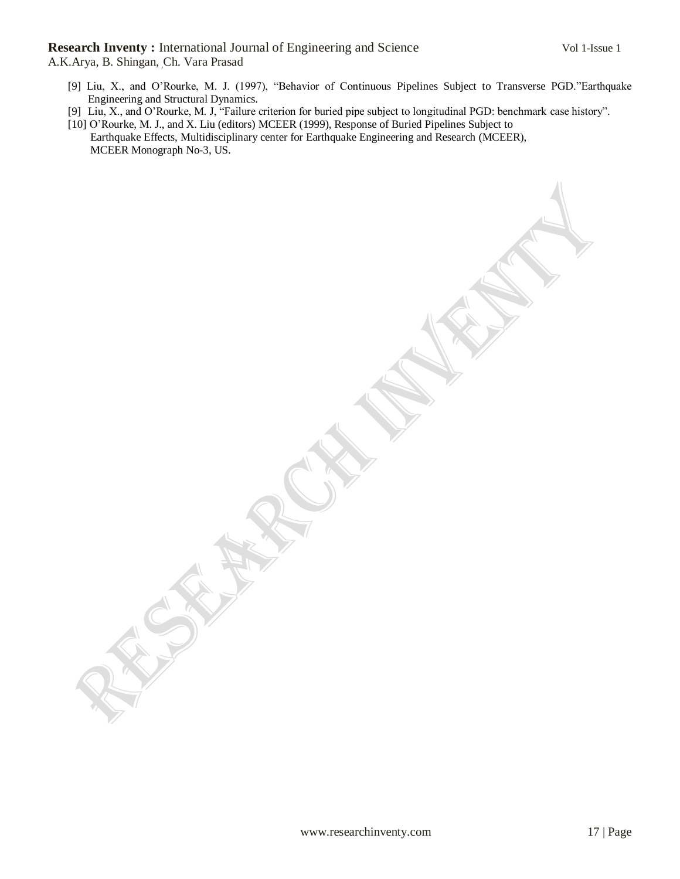[9] Liu, X., and O'Rourke, M. J. (1997), "Behavior of Continuous Pipelines Subject to Transverse PGD."Earthquake Engineering and Structural Dynamics.

[9] Liu, X., and O'Rourke, M. J, "Failure criterion for buried pipe subject to longitudinal PGD: benchmark case history".

[10] O'Rourke, M. J., and X. Liu (editors) MCEER (1999), Response of Buried Pipelines Subject to Earthquake Effects, Multidisciplinary center for Earthquake Engineering and Research (MCEER), MCEER Monograph No-3, US.